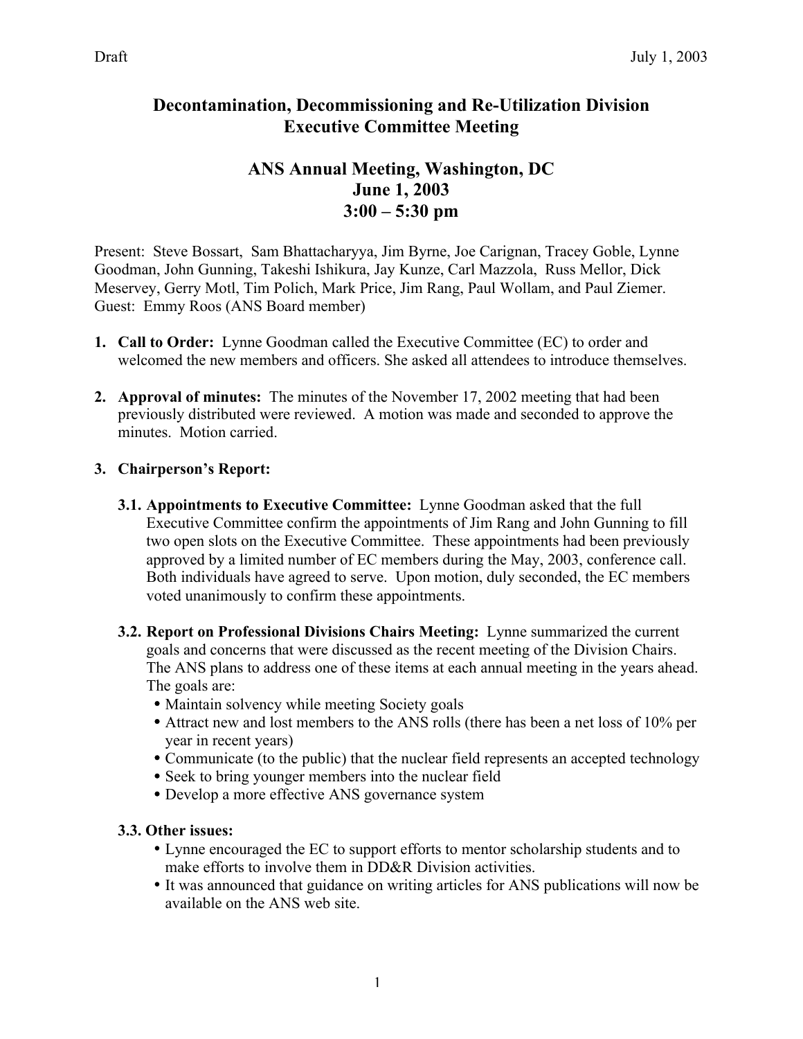Draft July 1, 2003

# Decontamination, Decommissioning and Re-Utilization Division Executive Committee Meeting

## ANS Annual Meeting, Washington, DC
## June 1, 2003
## 3:00 – 5:30 pm

Present: Steve Bossart, Sam Bhattacharyya, Jim Byrne, Joe Carignan, Tracey Goble, Lynne Goodman, John Gunning, Takeshi Ishikura, Jay Kunze, Carl Mazzola, Russ Mellor, Dick Meservey, Gerry Motl, Tim Polich, Mark Price, Jim Rang, Paul Wollam, and Paul Ziemer.
Guest: Emmy Roos (ANS Board member)

1. **Call to Order:** Lynne Goodman called the Executive Committee (EC) to order and welcomed the new members and officers. She asked all attendees to introduce themselves.

2. **Approval of minutes:** The minutes of the November 17, 2002 meeting that had been previously distributed were reviewed. A motion was made and seconded to approve the minutes. Motion carried.

3. **Chairperson's Report:**

   3.1. **Appointments to Executive Committee:** Lynne Goodman asked that the full Executive Committee confirm the appointments of Jim Rang and John Gunning to fill two open slots on the Executive Committee. These appointments had been previously approved by a limited number of EC members during the May, 2003, conference call. Both individuals have agreed to serve. Upon motion, duly seconded, the EC members voted unanimously to confirm these appointments.

   3.2. **Report on Professional Divisions Chairs Meeting:** Lynne summarized the current goals and concerns that were discussed as the recent meeting of the Division Chairs. The ANS plans to address one of these items at each annual meeting in the years ahead. The goals are:
   - Maintain solvency while meeting Society goals
   - Attract new and lost members to the ANS rolls (there has been a net loss of 10% per year in recent years)
   - Communicate (to the public) that the nuclear field represents an accepted technology
   - Seek to bring younger members into the nuclear field
   - Develop a more effective ANS governance system

   3.3. **Other issues:**
   - Lynne encouraged the EC to support efforts to mentor scholarship students and to make efforts to involve them in DD&R Division activities.
   - It was announced that guidance on writing articles for ANS publications will now be available on the ANS web site.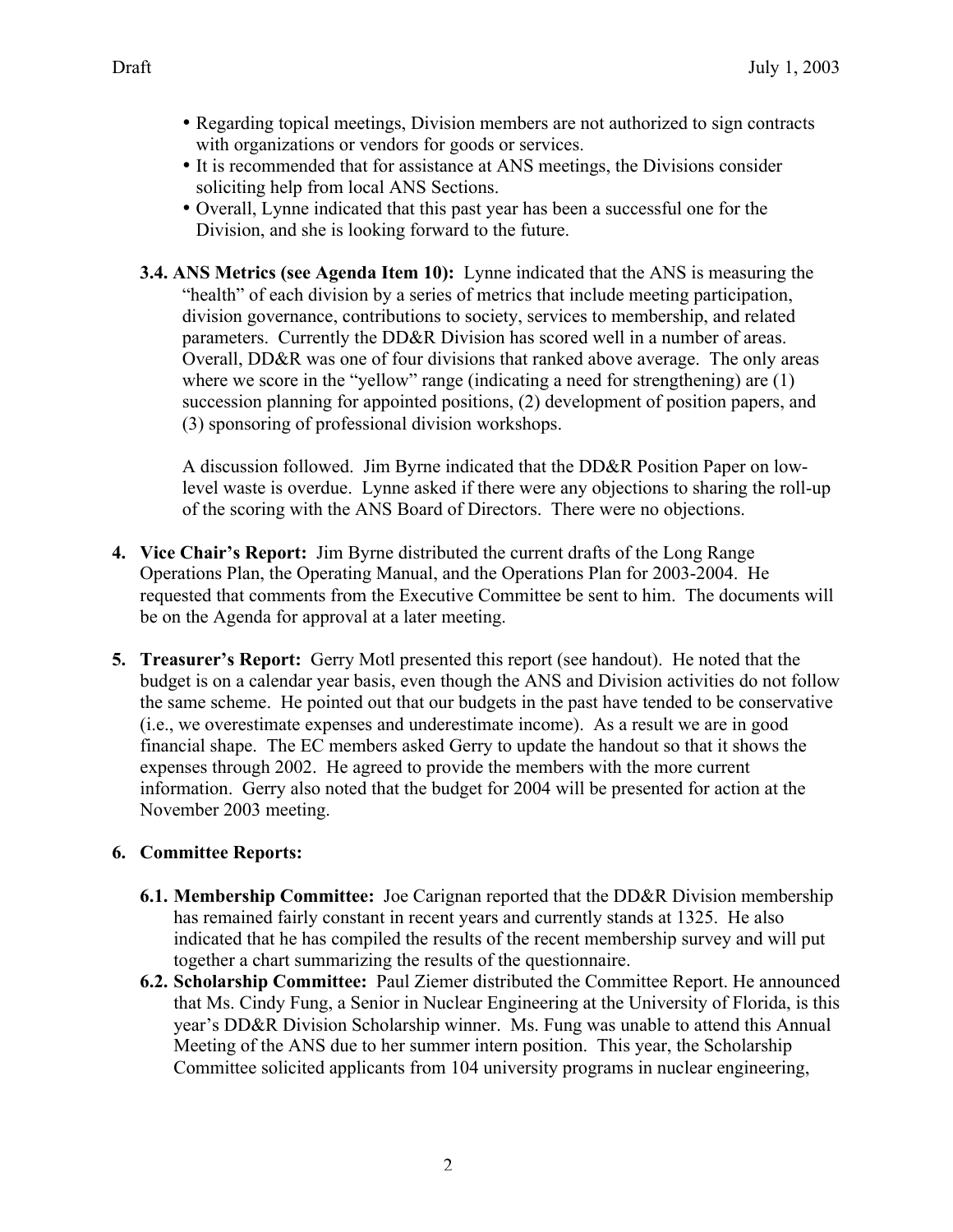- Regarding topical meetings, Division members are not authorized to sign contracts with organizations or vendors for goods or services.
- It is recommended that for assistance at ANS meetings, the Divisions consider soliciting help from local ANS Sections.
- Overall, Lynne indicated that this past year has been a successful one for the Division, and she is looking forward to the future.

**3.4. ANS Metrics (see Agenda Item 10):** Lynne indicated that the ANS is measuring the "health" of each division by a series of metrics that include meeting participation, division governance, contributions to society, services to membership, and related parameters. Currently the DD&R Division has scored well in a number of areas. Overall, DD&R was one of four divisions that ranked above average. The only areas where we score in the "yellow" range (indicating a need for strengthening) are (1) succession planning for appointed positions, (2) development of position papers, and (3) sponsoring of professional division workshops.

A discussion followed. Jim Byrne indicated that the DD&R Position Paper on low-level waste is overdue. Lynne asked if there were any objections to sharing the roll-up of the scoring with the ANS Board of Directors. There were no objections.

**4. Vice Chair's Report:** Jim Byrne distributed the current drafts of the Long Range Operations Plan, the Operating Manual, and the Operations Plan for 2003-2004. He requested that comments from the Executive Committee be sent to him. The documents will be on the Agenda for approval at a later meeting.

**5. Treasurer's Report:** Gerry Motl presented this report (see handout). He noted that the budget is on a calendar year basis, even though the ANS and Division activities do not follow the same scheme. He pointed out that our budgets in the past have tended to be conservative (i.e., we overestimate expenses and underestimate income). As a result we are in good financial shape. The EC members asked Gerry to update the handout so that it shows the expenses through 2002. He agreed to provide the members with the more current information. Gerry also noted that the budget for 2004 will be presented for action at the November 2003 meeting.

**6. Committee Reports:**

**6.1. Membership Committee:** Joe Carignan reported that the DD&R Division membership has remained fairly constant in recent years and currently stands at 1325. He also indicated that he has compiled the results of the recent membership survey and will put together a chart summarizing the results of the questionnaire.

**6.2. Scholarship Committee:** Paul Ziemer distributed the Committee Report. He announced that Ms. Cindy Fung, a Senior in Nuclear Engineering at the University of Florida, is this year's DD&R Division Scholarship winner. Ms. Fung was unable to attend this Annual Meeting of the ANS due to her summer intern position. This year, the Scholarship Committee solicited applicants from 104 university programs in nuclear engineering,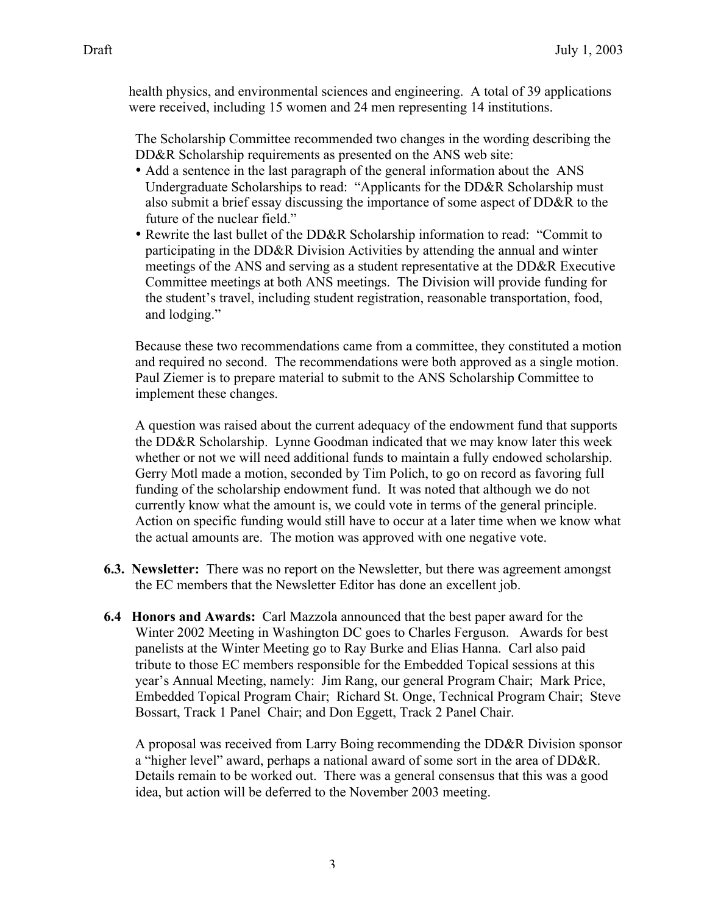health physics, and environmental sciences and engineering. A total of 39 applications were received, including 15 women and 24 men representing 14 institutions.

The Scholarship Committee recommended two changes in the wording describing the DD&R Scholarship requirements as presented on the ANS web site:

- Add a sentence in the last paragraph of the general information about the ANS Undergraduate Scholarships to read: "Applicants for the DD&R Scholarship must also submit a brief essay discussing the importance of some aspect of DD&R to the future of the nuclear field."
- Rewrite the last bullet of the DD&R Scholarship information to read: "Commit to participating in the DD&R Division Activities by attending the annual and winter meetings of the ANS and serving as a student representative at the DD&R Executive Committee meetings at both ANS meetings. The Division will provide funding for the student's travel, including student registration, reasonable transportation, food, and lodging."

Because these two recommendations came from a committee, they constituted a motion and required no second. The recommendations were both approved as a single motion. Paul Ziemer is to prepare material to submit to the ANS Scholarship Committee to implement these changes.

A question was raised about the current adequacy of the endowment fund that supports the DD&R Scholarship. Lynne Goodman indicated that we may know later this week whether or not we will need additional funds to maintain a fully endowed scholarship. Gerry Motl made a motion, seconded by Tim Polich, to go on record as favoring full funding of the scholarship endowment fund. It was noted that although we do not currently know what the amount is, we could vote in terms of the general principle. Action on specific funding would still have to occur at a later time when we know what the actual amounts are. The motion was approved with one negative vote.

**6.3. Newsletter:** There was no report on the Newsletter, but there was agreement amongst the EC members that the Newsletter Editor has done an excellent job.

**6.4 Honors and Awards:** Carl Mazzola announced that the best paper award for the Winter 2002 Meeting in Washington DC goes to Charles Ferguson. Awards for best panelists at the Winter Meeting go to Ray Burke and Elias Hanna. Carl also paid tribute to those EC members responsible for the Embedded Topical sessions at this year's Annual Meeting, namely: Jim Rang, our general Program Chair; Mark Price, Embedded Topical Program Chair; Richard St. Onge, Technical Program Chair; Steve Bossart, Track 1 Panel Chair; and Don Eggett, Track 2 Panel Chair.

A proposal was received from Larry Boing recommending the DD&R Division sponsor a "higher level" award, perhaps a national award of some sort in the area of DD&R. Details remain to be worked out. There was a general consensus that this was a good idea, but action will be deferred to the November 2003 meeting.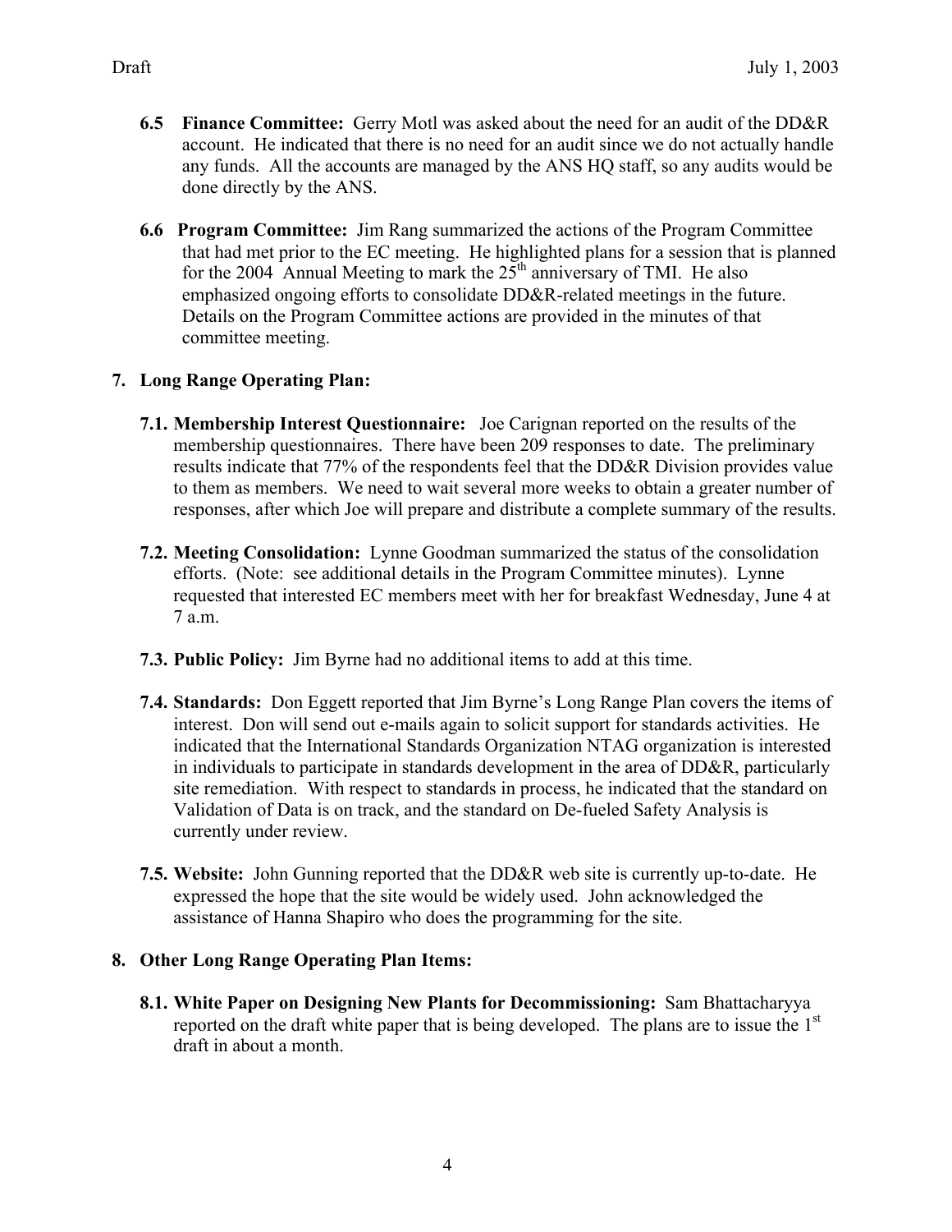- **6.5 Finance Committee:** Gerry Motl was asked about the need for an audit of the DD&R account. He indicated that there is no need for an audit since we do not actually handle any funds. All the accounts are managed by the ANS HQ staff, so any audits would be done directly by the ANS.

- **6.6 Program Committee:** Jim Rang summarized the actions of the Program Committee that had met prior to the EC meeting. He highlighted plans for a session that is planned for the 2004 Annual Meeting to mark the 25th anniversary of TMI. He also emphasized ongoing efforts to consolidate DD&R-related meetings in the future. Details on the Program Committee actions are provided in the minutes of that committee meeting.

## 7. Long Range Operating Plan:

- **7.1. Membership Interest Questionnaire:** Joe Carignan reported on the results of the membership questionnaires. There have been 209 responses to date. The preliminary results indicate that 77% of the respondents feel that the DD&R Division provides value to them as members. We need to wait several more weeks to obtain a greater number of responses, after which Joe will prepare and distribute a complete summary of the results.

- **7.2. Meeting Consolidation:** Lynne Goodman summarized the status of the consolidation efforts. (Note: see additional details in the Program Committee minutes). Lynne requested that interested EC members meet with her for breakfast Wednesday, June 4 at 7 a.m.

- **7.3. Public Policy:** Jim Byrne had no additional items to add at this time.

- **7.4. Standards:** Don Eggett reported that Jim Byrne's Long Range Plan covers the items of interest. Don will send out e-mails again to solicit support for standards activities. He indicated that the International Standards Organization NTAG organization is interested in individuals to participate in standards development in the area of DD&R, particularly site remediation. With respect to standards in process, he indicated that the standard on Validation of Data is on track, and the standard on De-fueled Safety Analysis is currently under review.

- **7.5. Website:** John Gunning reported that the DD&R web site is currently up-to-date. He expressed the hope that the site would be widely used. John acknowledged the assistance of Hanna Shapiro who does the programming for the site.

## 8. Other Long Range Operating Plan Items:

- **8.1. White Paper on Designing New Plants for Decommissioning:** Sam Bhattacharyya reported on the draft white paper that is being developed. The plans are to issue the 1st draft in about a month.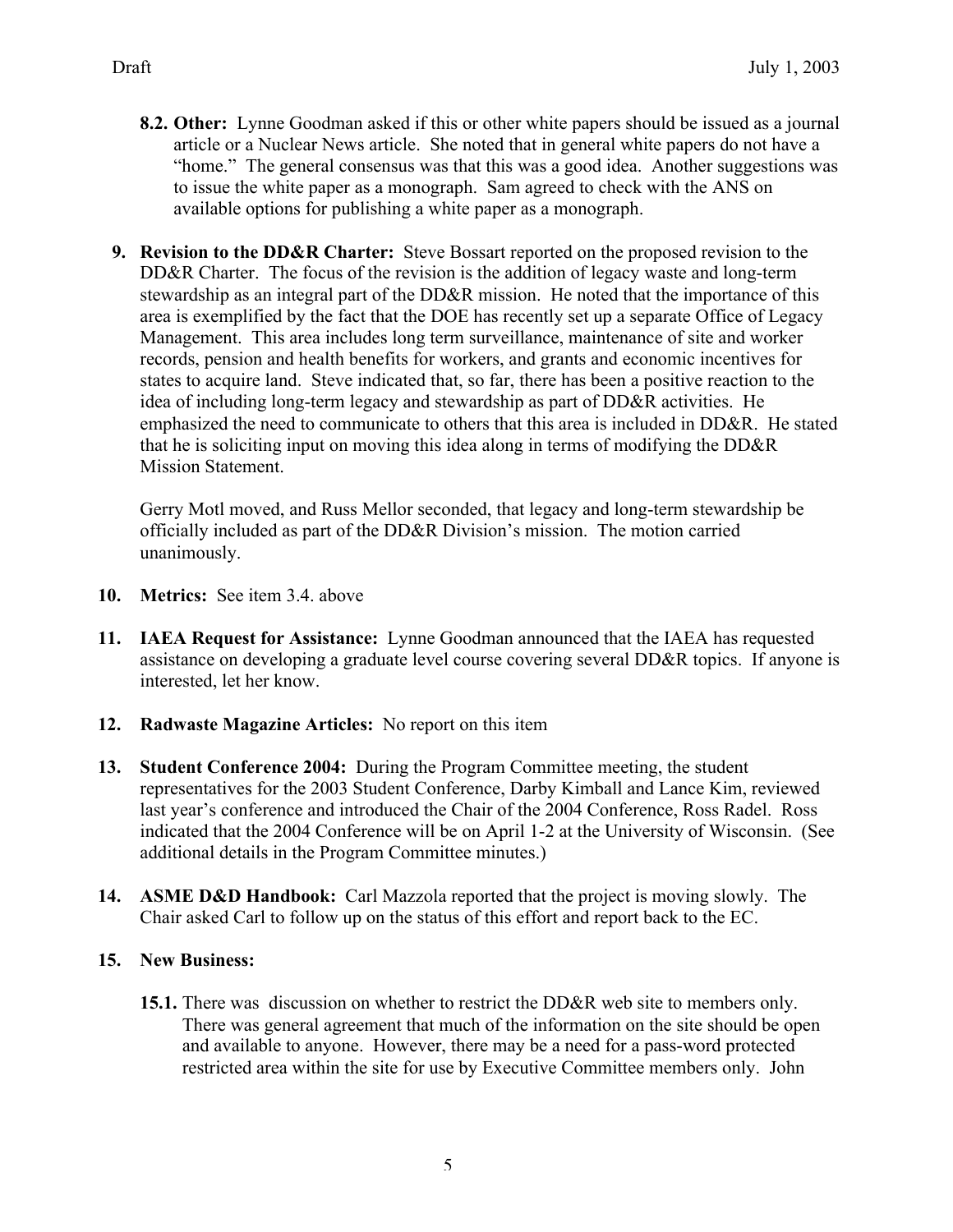**8.2. Other:** Lynne Goodman asked if this or other white papers should be issued as a journal article or a Nuclear News article. She noted that in general white papers do not have a "home." The general consensus was that this was a good idea. Another suggestions was to issue the white paper as a monograph. Sam agreed to check with the ANS on available options for publishing a white paper as a monograph.

**9. Revision to the DD&R Charter:** Steve Bossart reported on the proposed revision to the DD&R Charter. The focus of the revision is the addition of legacy waste and long-term stewardship as an integral part of the DD&R mission. He noted that the importance of this area is exemplified by the fact that the DOE has recently set up a separate Office of Legacy Management. This area includes long term surveillance, maintenance of site and worker records, pension and health benefits for workers, and grants and economic incentives for states to acquire land. Steve indicated that, so far, there has been a positive reaction to the idea of including long-term legacy and stewardship as part of DD&R activities. He emphasized the need to communicate to others that this area is included in DD&R. He stated that he is soliciting input on moving this idea along in terms of modifying the DD&R Mission Statement.

Gerry Motl moved, and Russ Mellor seconded, that legacy and long-term stewardship be officially included as part of the DD&R Division's mission. The motion carried unanimously.

**10. Metrics:** See item 3.4. above

**11. IAEA Request for Assistance:** Lynne Goodman announced that the IAEA has requested assistance on developing a graduate level course covering several DD&R topics. If anyone is interested, let her know.

**12. Radwaste Magazine Articles:** No report on this item

**13. Student Conference 2004:** During the Program Committee meeting, the student representatives for the 2003 Student Conference, Darby Kimball and Lance Kim, reviewed last year's conference and introduced the Chair of the 2004 Conference, Ross Radel. Ross indicated that the 2004 Conference will be on April 1-2 at the University of Wisconsin. (See additional details in the Program Committee minutes.)

**14. ASME D&D Handbook:** Carl Mazzola reported that the project is moving slowly. The Chair asked Carl to follow up on the status of this effort and report back to the EC.

**15. New Business:**

**15.1.** There was discussion on whether to restrict the DD&R web site to members only. There was general agreement that much of the information on the site should be open and available to anyone. However, there may be a need for a pass-word protected restricted area within the site for use by Executive Committee members only. John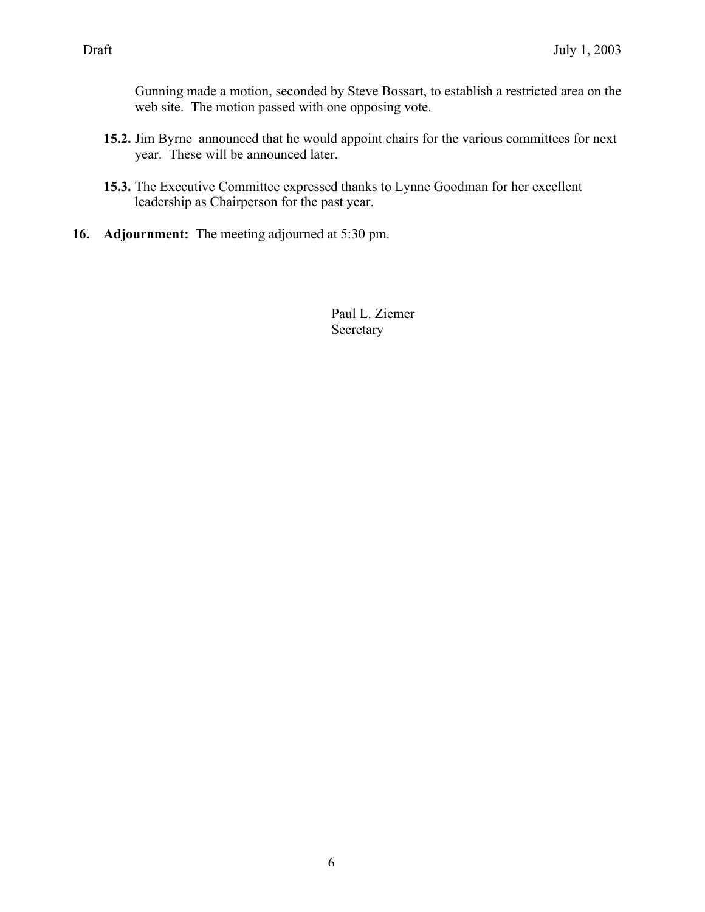Gunning made a motion, seconded by Steve Bossart, to establish a restricted area on the web site. The motion passed with one opposing vote.

**15.2.** Jim Byrne announced that he would appoint chairs for the various committees for next year. These will be announced later.

**15.3.** The Executive Committee expressed thanks to Lynne Goodman for her excellent leadership as Chairperson for the past year.

**16. Adjournment:** The meeting adjourned at 5:30 pm.

Paul L. Ziemer
Secretary